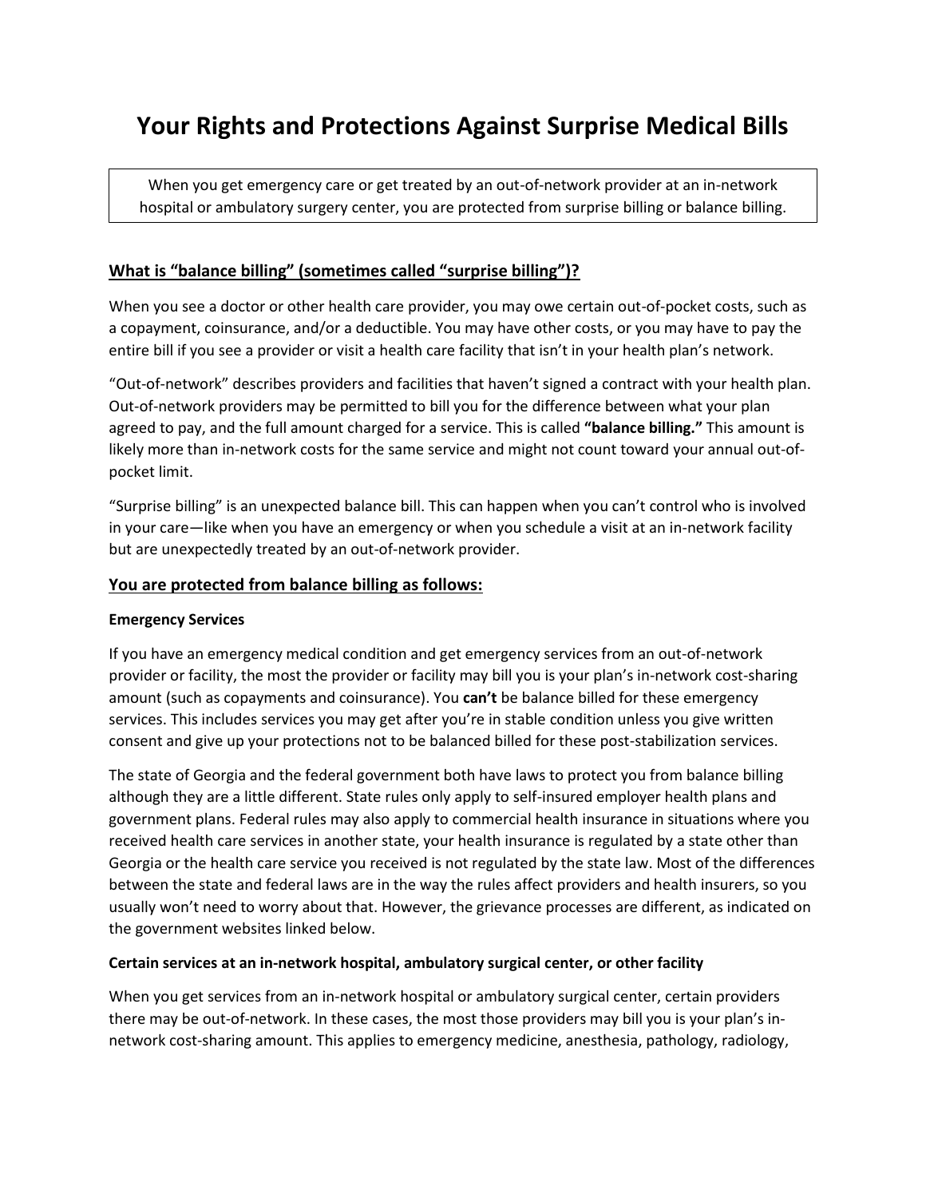# Your Rights and Protections Against Surprise Medical Bills

When you get emergency care or get treated by an out-of-network provider at an in-network hospital or ambulatory surgery center, you are protected from surprise billing or balance billing.

## What is "balance billing" (sometimes called "surprise billing")?

When you see a doctor or other health care provider, you may owe certain out-of-pocket costs, such as a copayment, coinsurance, and/or a deductible. You may have other costs, or you may have to pay the entire bill if you see a provider or visit a health care facility that isn't in your health plan's network.

"Out-of-network" describes providers and facilities that haven't signed a contract with your health plan. Out-of-network providers may be permitted to bill you for the difference between what your plan agreed to pay, and the full amount charged for a service. This is called **"balance billing."** This amount is likely more than in-network costs for the same service and might not count toward your annual out-of-pocket limit.

"Surprise billing" is an unexpected balance bill. This can happen when you can't control who is involved in your care—like when you have an emergency or when you schedule a visit at an in-network facility but are unexpectedly treated by an out-of-network provider.

## You are protected from balance billing as follows:

### Emergency Services

If you have an emergency medical condition and get emergency services from an out-of-network provider or facility, the most the provider or facility may bill you is your plan's in-network cost-sharing amount (such as copayments and coinsurance). You **can't** be balance billed for these emergency services. This includes services you may get after you're in stable condition unless you give written consent and give up your protections not to be balanced billed for these post-stabilization services.

The state of Georgia and the federal government both have laws to protect you from balance billing although they are a little different. State rules only apply to self-insured employer health plans and government plans. Federal rules may also apply to commercial health insurance in situations where you received health care services in another state, your health insurance is regulated by a state other than Georgia or the health care service you received is not regulated by the state law. Most of the differences between the state and federal laws are in the way the rules affect providers and health insurers, so you usually won't need to worry about that. However, the grievance processes are different, as indicated on the government websites linked below.

### Certain services at an in-network hospital, ambulatory surgical center, or other facility

When you get services from an in-network hospital or ambulatory surgical center, certain providers there may be out-of-network. In these cases, the most those providers may bill you is your plan's in-network cost-sharing amount. This applies to emergency medicine, anesthesia, pathology, radiology,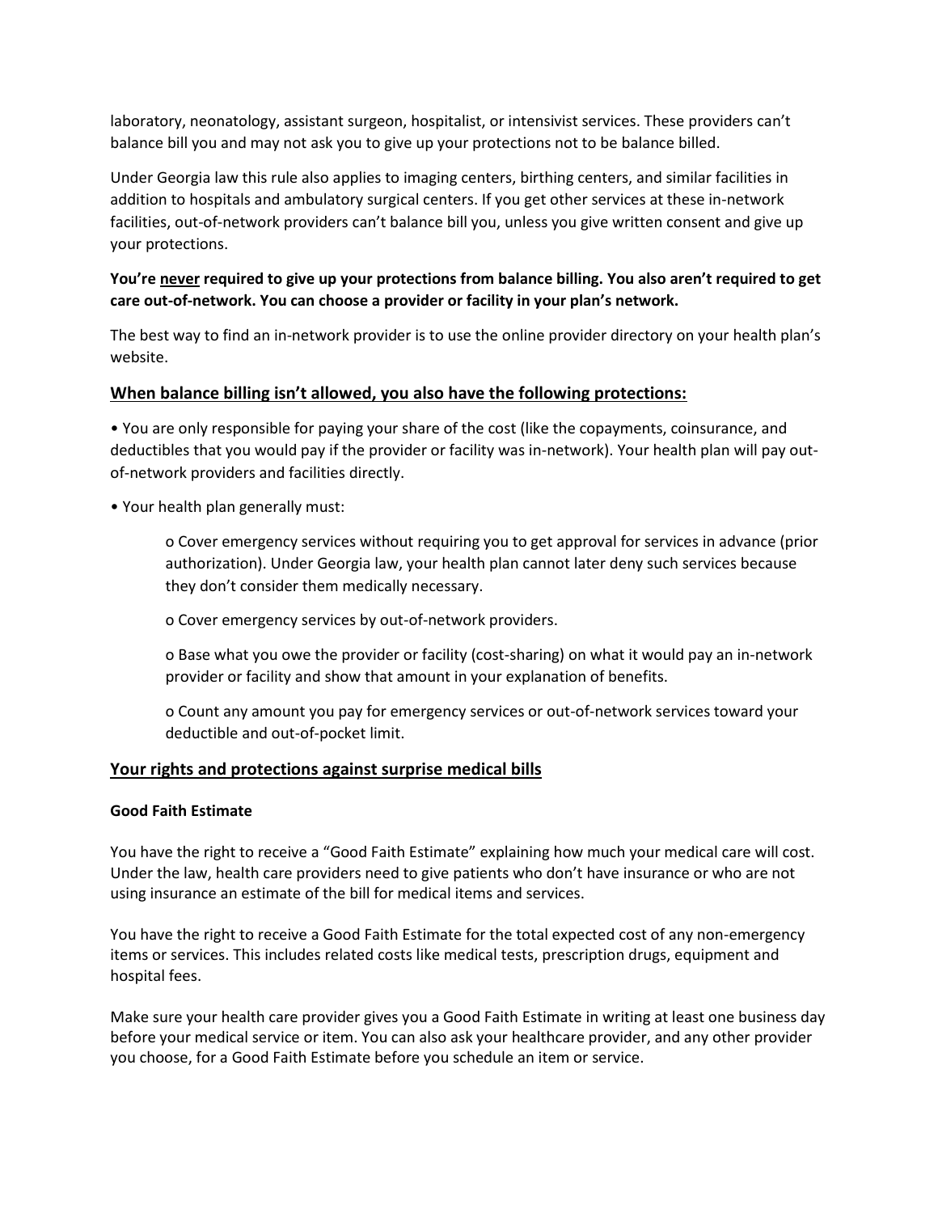laboratory, neonatology, assistant surgeon, hospitalist, or intensivist services. These providers can't balance bill you and may not ask you to give up your protections not to be balance billed.

Under Georgia law this rule also applies to imaging centers, birthing centers, and similar facilities in addition to hospitals and ambulatory surgical centers. If you get other services at these in-network facilities, out-of-network providers can't balance bill you, unless you give written consent and give up your protections.

**You're <u>never</u> required to give up your protections from balance billing. You also aren't required to get care out-of-network. You can choose a provider or facility in your plan's network.**

The best way to find an in-network provider is to use the online provider directory on your health plan's website.

## <u>When balance billing isn't allowed, you also have the following protections:</u>

- You are only responsible for paying your share of the cost (like the copayments, coinsurance, and deductibles that you would pay if the provider or facility was in-network). Your health plan will pay out-of-network providers and facilities directly.
- Your health plan generally must:
  - Cover emergency services without requiring you to get approval for services in advance (prior authorization). Under Georgia law, your health plan cannot later deny such services because they don't consider them medically necessary.
  - Cover emergency services by out-of-network providers.
  - Base what you owe the provider or facility (cost-sharing) on what it would pay an in-network provider or facility and show that amount in your explanation of benefits.
  - Count any amount you pay for emergency services or out-of-network services toward your deductible and out-of-pocket limit.

## <u>Your rights and protections against surprise medical bills</u>

### Good Faith Estimate

You have the right to receive a "Good Faith Estimate" explaining how much your medical care will cost. Under the law, health care providers need to give patients who don't have insurance or who are not using insurance an estimate of the bill for medical items and services.

You have the right to receive a Good Faith Estimate for the total expected cost of any non-emergency items or services. This includes related costs like medical tests, prescription drugs, equipment and hospital fees.

Make sure your health care provider gives you a Good Faith Estimate in writing at least one business day before your medical service or item. You can also ask your healthcare provider, and any other provider you choose, for a Good Faith Estimate before you schedule an item or service.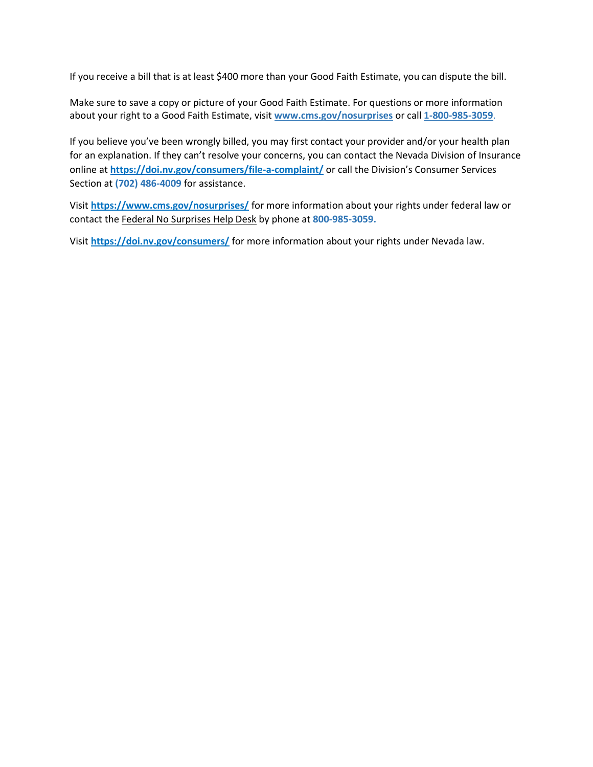If you receive a bill that is at least $400 more than your Good Faith Estimate, you can dispute the bill.

Make sure to save a copy or picture of your Good Faith Estimate. For questions or more information about your right to a Good Faith Estimate, visit **www.cms.gov/nosurprises** or call **1-800-985-3059**.

If you believe you've been wrongly billed, you may first contact your provider and/or your health plan for an explanation. If they can't resolve your concerns, you can contact the Nevada Division of Insurance online at **https://doi.nv.gov/consumers/file-a-complaint/** or call the Division's Consumer Services Section at **(702) 486-4009** for assistance.

Visit **https://www.cms.gov/nosurprises/** for more information about your rights under federal law or contact the Federal No Surprises Help Desk by phone at **800-985-3059.**

Visit **https://doi.nv.gov/consumers/** for more information about your rights under Nevada law.